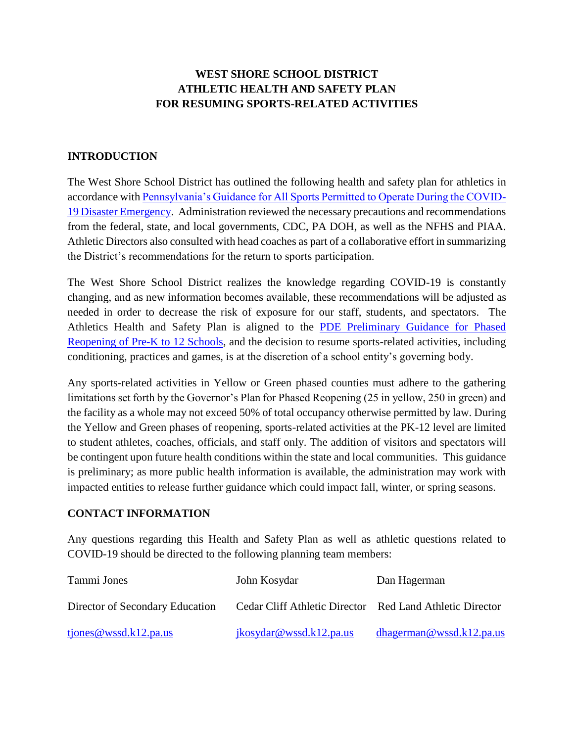# WEST SHORE SCHOOL DISTRICT
# ATHLETIC HEALTH AND SAFETY PLAN
# FOR RESUMING SPORTS-RELATED ACTIVITIES

## INTRODUCTION

The West Shore School District has outlined the following health and safety plan for athletics in accordance with Pennsylvania's Guidance for All Sports Permitted to Operate During the COVID-19 Disaster Emergency. Administration reviewed the necessary precautions and recommendations from the federal, state, and local governments, CDC, PA DOH, as well as the NFHS and PIAA. Athletic Directors also consulted with head coaches as part of a collaborative effort in summarizing the District's recommendations for the return to sports participation.

The West Shore School District realizes the knowledge regarding COVID-19 is constantly changing, and as new information becomes available, these recommendations will be adjusted as needed in order to decrease the risk of exposure for our staff, students, and spectators. The Athletics Health and Safety Plan is aligned to the PDE Preliminary Guidance for Phased Reopening of Pre-K to 12 Schools, and the decision to resume sports-related activities, including conditioning, practices and games, is at the discretion of a school entity's governing body.

Any sports-related activities in Yellow or Green phased counties must adhere to the gathering limitations set forth by the Governor's Plan for Phased Reopening (25 in yellow, 250 in green) and the facility as a whole may not exceed 50% of total occupancy otherwise permitted by law. During the Yellow and Green phases of reopening, sports-related activities at the PK-12 level are limited to student athletes, coaches, officials, and staff only. The addition of visitors and spectators will be contingent upon future health conditions within the state and local communities. This guidance is preliminary; as more public health information is available, the administration may work with impacted entities to release further guidance which could impact fall, winter, or spring seasons.

## CONTACT INFORMATION

Any questions regarding this Health and Safety Plan as well as athletic questions related to COVID-19 should be directed to the following planning team members:

| Tammi Jones | John Kosydar | Dan Hagerman |
|---|---|---|
| Director of Secondary Education | Cedar Cliff Athletic Director | Red Land Athletic Director |
| tjones@wssd.k12.pa.us | jkosydar@wssd.k12.pa.us | dhagerman@wssd.k12.pa.us |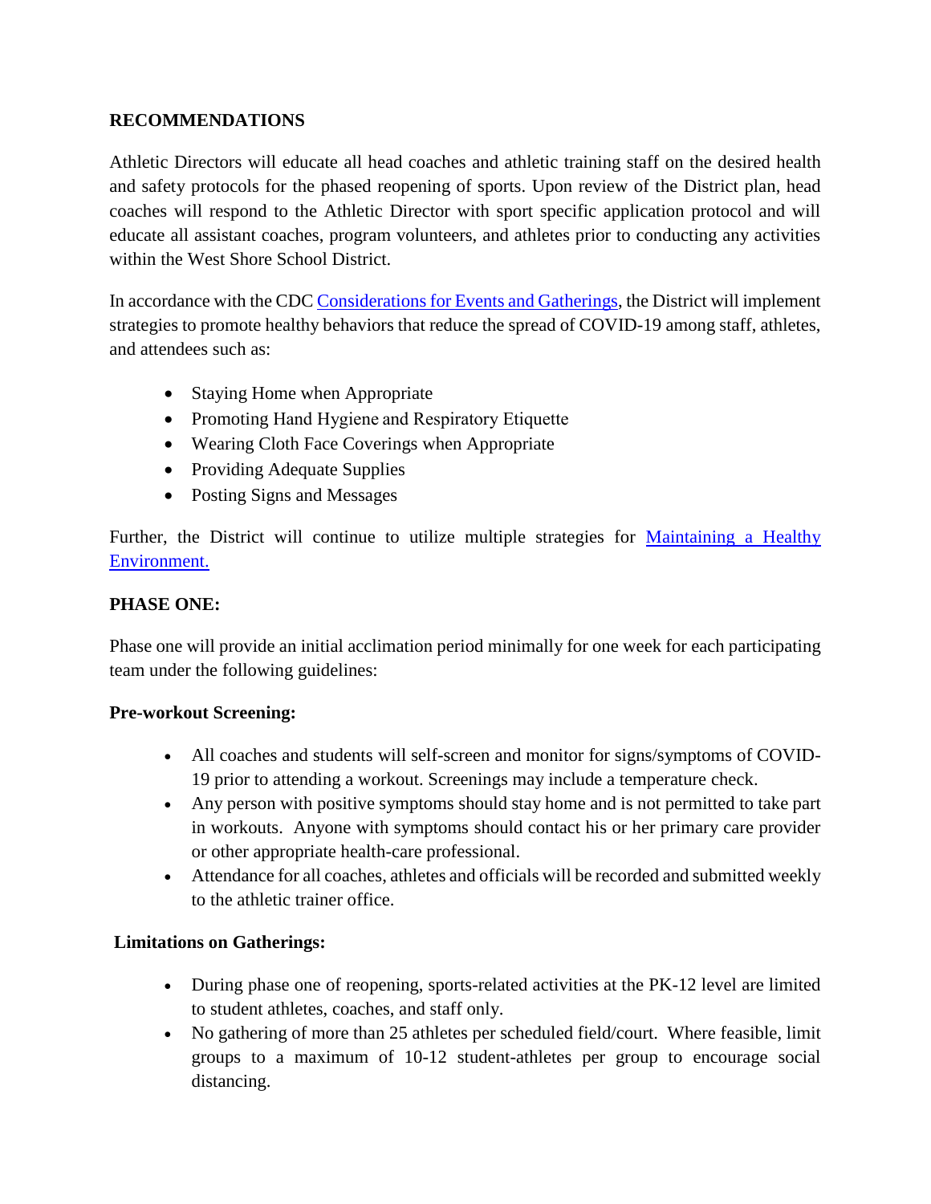**RECOMMENDATIONS**

Athletic Directors will educate all head coaches and athletic training staff on the desired health and safety protocols for the phased reopening of sports. Upon review of the District plan, head coaches will respond to the Athletic Director with sport specific application protocol and will educate all assistant coaches, program volunteers, and athletes prior to conducting any activities within the West Shore School District.

In accordance with the CDC Considerations for Events and Gatherings, the District will implement strategies to promote healthy behaviors that reduce the spread of COVID-19 among staff, athletes, and attendees such as:

- Staying Home when Appropriate
- Promoting Hand Hygiene and Respiratory Etiquette
- Wearing Cloth Face Coverings when Appropriate
- Providing Adequate Supplies
- Posting Signs and Messages

Further, the District will continue to utilize multiple strategies for Maintaining a Healthy Environment.

**PHASE ONE:**

Phase one will provide an initial acclimation period minimally for one week for each participating team under the following guidelines:

**Pre-workout Screening:**

- All coaches and students will self-screen and monitor for signs/symptoms of COVID-19 prior to attending a workout. Screenings may include a temperature check.
- Any person with positive symptoms should stay home and is not permitted to take part in workouts. Anyone with symptoms should contact his or her primary care provider or other appropriate health-care professional.
- Attendance for all coaches, athletes and officials will be recorded and submitted weekly to the athletic trainer office.

**Limitations on Gatherings:**

- During phase one of reopening, sports-related activities at the PK-12 level are limited to student athletes, coaches, and staff only.
- No gathering of more than 25 athletes per scheduled field/court. Where feasible, limit groups to a maximum of 10-12 student-athletes per group to encourage social distancing.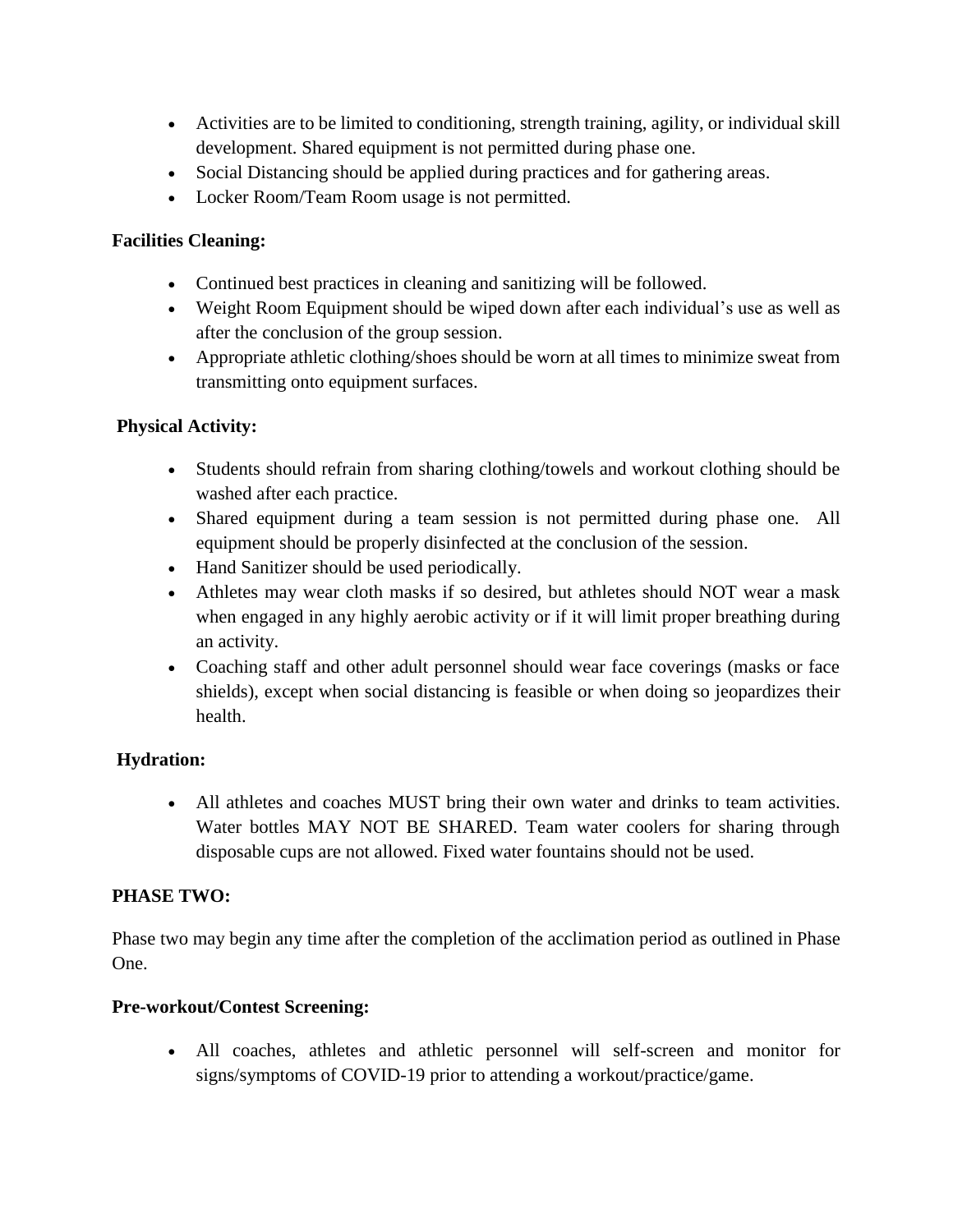- Activities are to be limited to conditioning, strength training, agility, or individual skill development. Shared equipment is not permitted during phase one.
- Social Distancing should be applied during practices and for gathering areas.
- Locker Room/Team Room usage is not permitted.

**Facilities Cleaning:**

- Continued best practices in cleaning and sanitizing will be followed.
- Weight Room Equipment should be wiped down after each individual's use as well as after the conclusion of the group session.
- Appropriate athletic clothing/shoes should be worn at all times to minimize sweat from transmitting onto equipment surfaces.

**Physical Activity:**

- Students should refrain from sharing clothing/towels and workout clothing should be washed after each practice.
- Shared equipment during a team session is not permitted during phase one. All equipment should be properly disinfected at the conclusion of the session.
- Hand Sanitizer should be used periodically.
- Athletes may wear cloth masks if so desired, but athletes should NOT wear a mask when engaged in any highly aerobic activity or if it will limit proper breathing during an activity.
- Coaching staff and other adult personnel should wear face coverings (masks or face shields), except when social distancing is feasible or when doing so jeopardizes their health.

**Hydration:**

- All athletes and coaches MUST bring their own water and drinks to team activities. Water bottles MAY NOT BE SHARED. Team water coolers for sharing through disposable cups are not allowed. Fixed water fountains should not be used.

**PHASE TWO:**

Phase two may begin any time after the completion of the acclimation period as outlined in Phase One.

**Pre-workout/Contest Screening:**

- All coaches, athletes and athletic personnel will self-screen and monitor for signs/symptoms of COVID-19 prior to attending a workout/practice/game.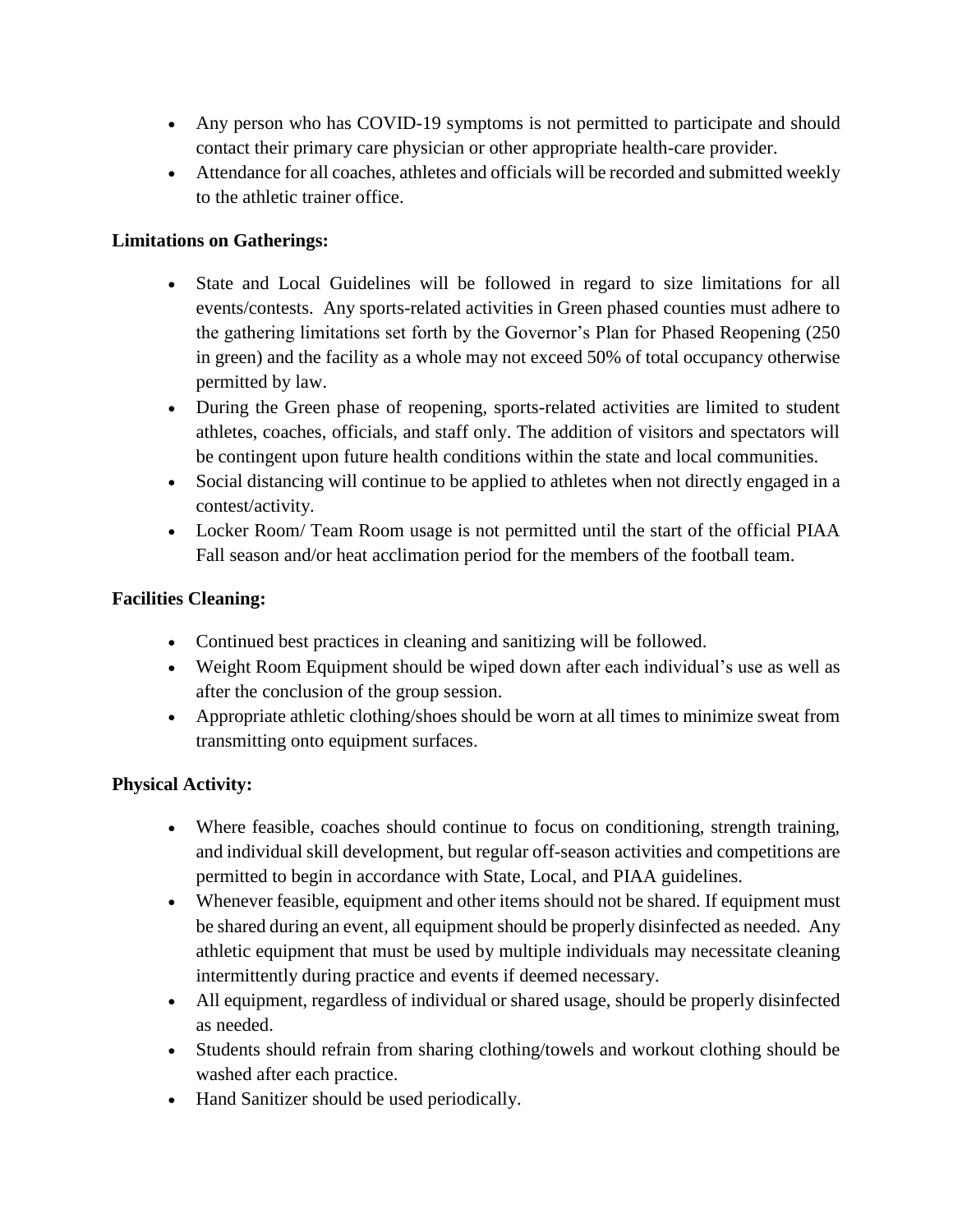- Any person who has COVID-19 symptoms is not permitted to participate and should contact their primary care physician or other appropriate health-care provider.
- Attendance for all coaches, athletes and officials will be recorded and submitted weekly to the athletic trainer office.

**Limitations on Gatherings:**

- State and Local Guidelines will be followed in regard to size limitations for all events/contests. Any sports-related activities in Green phased counties must adhere to the gathering limitations set forth by the Governor's Plan for Phased Reopening (250 in green) and the facility as a whole may not exceed 50% of total occupancy otherwise permitted by law.
- During the Green phase of reopening, sports-related activities are limited to student athletes, coaches, officials, and staff only. The addition of visitors and spectators will be contingent upon future health conditions within the state and local communities.
- Social distancing will continue to be applied to athletes when not directly engaged in a contest/activity.
- Locker Room/ Team Room usage is not permitted until the start of the official PIAA Fall season and/or heat acclimation period for the members of the football team.

**Facilities Cleaning:**

- Continued best practices in cleaning and sanitizing will be followed.
- Weight Room Equipment should be wiped down after each individual's use as well as after the conclusion of the group session.
- Appropriate athletic clothing/shoes should be worn at all times to minimize sweat from transmitting onto equipment surfaces.

**Physical Activity:**

- Where feasible, coaches should continue to focus on conditioning, strength training, and individual skill development, but regular off-season activities and competitions are permitted to begin in accordance with State, Local, and PIAA guidelines.
- Whenever feasible, equipment and other items should not be shared. If equipment must be shared during an event, all equipment should be properly disinfected as needed. Any athletic equipment that must be used by multiple individuals may necessitate cleaning intermittently during practice and events if deemed necessary.
- All equipment, regardless of individual or shared usage, should be properly disinfected as needed.
- Students should refrain from sharing clothing/towels and workout clothing should be washed after each practice.
- Hand Sanitizer should be used periodically.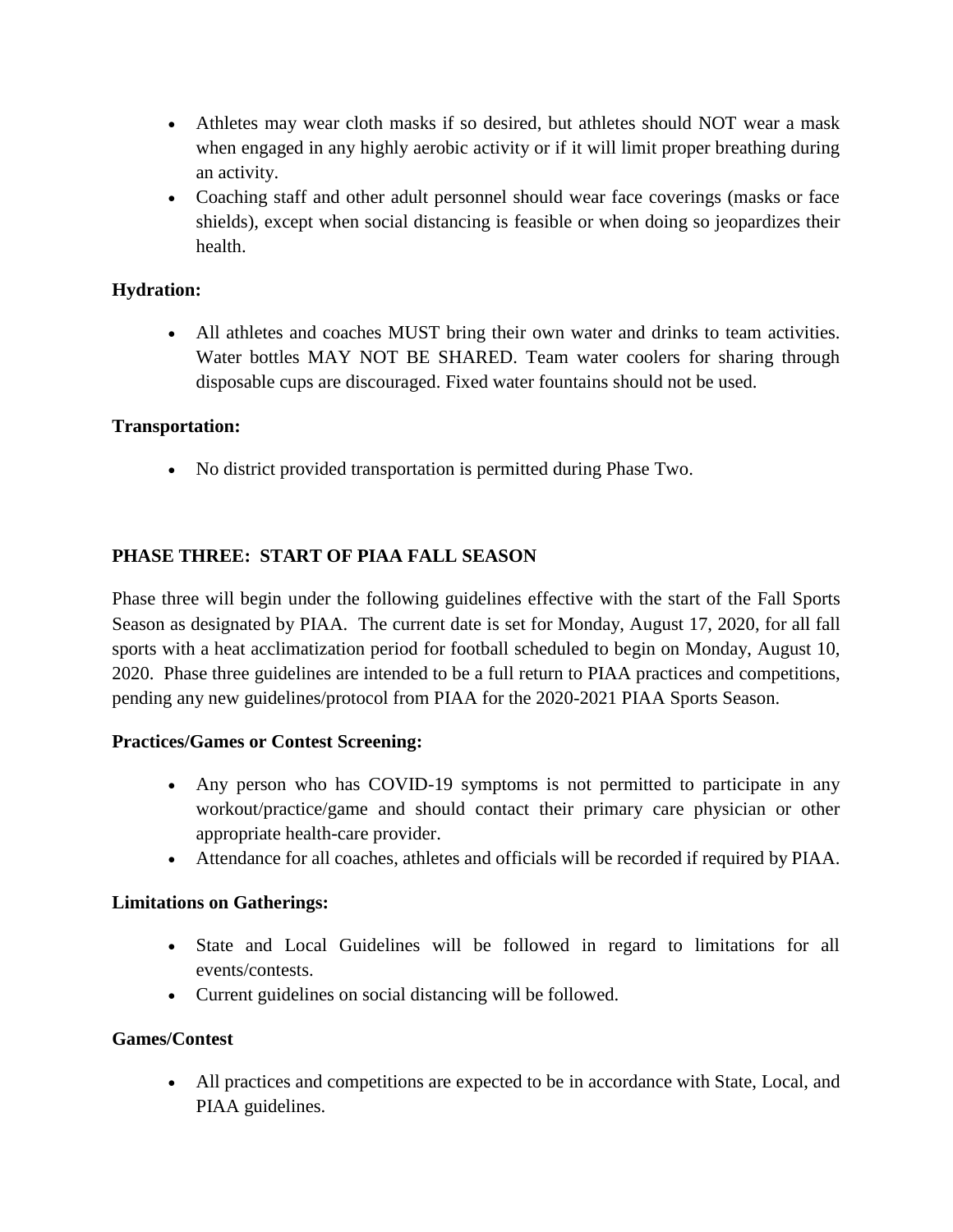- Athletes may wear cloth masks if so desired, but athletes should NOT wear a mask when engaged in any highly aerobic activity or if it will limit proper breathing during an activity.
- Coaching staff and other adult personnel should wear face coverings (masks or face shields), except when social distancing is feasible or when doing so jeopardizes their health.

**Hydration:**

- All athletes and coaches MUST bring their own water and drinks to team activities. Water bottles MAY NOT BE SHARED. Team water coolers for sharing through disposable cups are discouraged. Fixed water fountains should not be used.

**Transportation:**

- No district provided transportation is permitted during Phase Two.

## PHASE THREE: START OF PIAA FALL SEASON

Phase three will begin under the following guidelines effective with the start of the Fall Sports Season as designated by PIAA. The current date is set for Monday, August 17, 2020, for all fall sports with a heat acclimatization period for football scheduled to begin on Monday, August 10, 2020. Phase three guidelines are intended to be a full return to PIAA practices and competitions, pending any new guidelines/protocol from PIAA for the 2020-2021 PIAA Sports Season.

**Practices/Games or Contest Screening:**

- Any person who has COVID-19 symptoms is not permitted to participate in any workout/practice/game and should contact their primary care physician or other appropriate health-care provider.
- Attendance for all coaches, athletes and officials will be recorded if required by PIAA.

**Limitations on Gatherings:**

- State and Local Guidelines will be followed in regard to limitations for all events/contests.
- Current guidelines on social distancing will be followed.

**Games/Contest**

- All practices and competitions are expected to be in accordance with State, Local, and PIAA guidelines.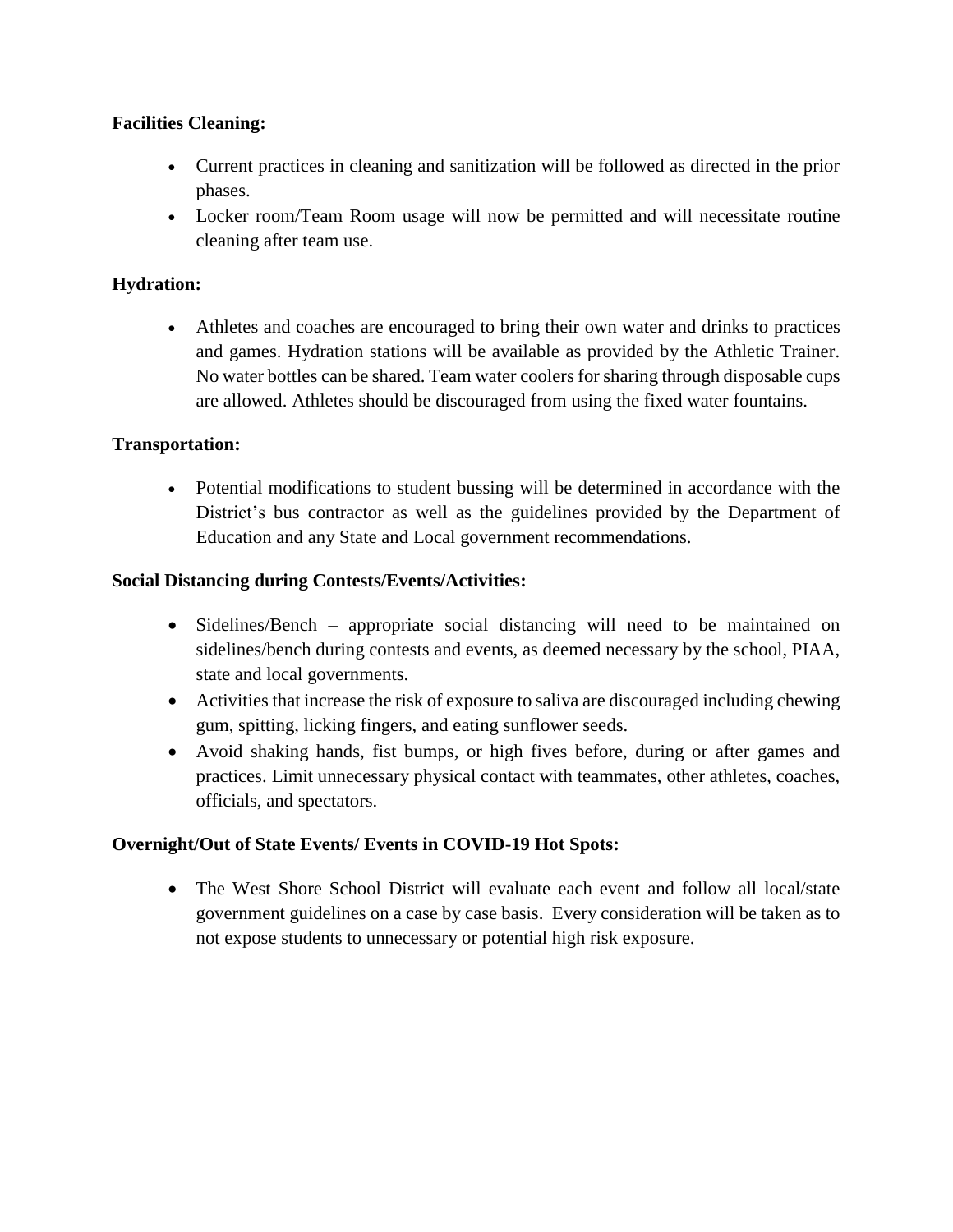**Facilities Cleaning:**

- Current practices in cleaning and sanitization will be followed as directed in the prior phases.
- Locker room/Team Room usage will now be permitted and will necessitate routine cleaning after team use.

**Hydration:**

- Athletes and coaches are encouraged to bring their own water and drinks to practices and games. Hydration stations will be available as provided by the Athletic Trainer. No water bottles can be shared. Team water coolers for sharing through disposable cups are allowed. Athletes should be discouraged from using the fixed water fountains.

**Transportation:**

- Potential modifications to student bussing will be determined in accordance with the District's bus contractor as well as the guidelines provided by the Department of Education and any State and Local government recommendations.

**Social Distancing during Contests/Events/Activities:**

- Sidelines/Bench – appropriate social distancing will need to be maintained on sidelines/bench during contests and events, as deemed necessary by the school, PIAA, state and local governments.
- Activities that increase the risk of exposure to saliva are discouraged including chewing gum, spitting, licking fingers, and eating sunflower seeds.
- Avoid shaking hands, fist bumps, or high fives before, during or after games and practices. Limit unnecessary physical contact with teammates, other athletes, coaches, officials, and spectators.

**Overnight/Out of State Events/ Events in COVID-19 Hot Spots:**

- The West Shore School District will evaluate each event and follow all local/state government guidelines on a case by case basis. Every consideration will be taken as to not expose students to unnecessary or potential high risk exposure.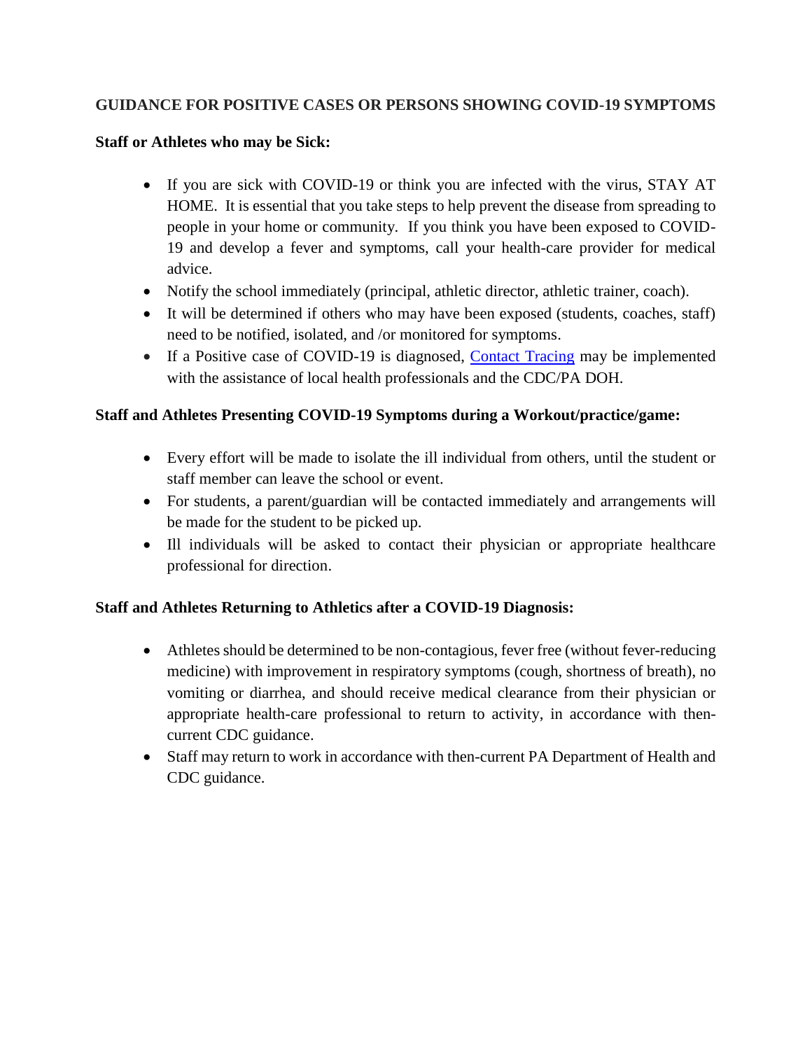## GUIDANCE FOR POSITIVE CASES OR PERSONS SHOWING COVID-19 SYMPTOMS

### Staff or Athletes who may be Sick:

- If you are sick with COVID-19 or think you are infected with the virus, STAY AT HOME. It is essential that you take steps to help prevent the disease from spreading to people in your home or community. If you think you have been exposed to COVID-19 and develop a fever and symptoms, call your health-care provider for medical advice.
- Notify the school immediately (principal, athletic director, athletic trainer, coach).
- It will be determined if others who may have been exposed (students, coaches, staff) need to be notified, isolated, and /or monitored for symptoms.
- If a Positive case of COVID-19 is diagnosed, Contact Tracing may be implemented with the assistance of local health professionals and the CDC/PA DOH.

### Staff and Athletes Presenting COVID-19 Symptoms during a Workout/practice/game:

- Every effort will be made to isolate the ill individual from others, until the student or staff member can leave the school or event.
- For students, a parent/guardian will be contacted immediately and arrangements will be made for the student to be picked up.
- Ill individuals will be asked to contact their physician or appropriate healthcare professional for direction.

### Staff and Athletes Returning to Athletics after a COVID-19 Diagnosis:

- Athletes should be determined to be non-contagious, fever free (without fever-reducing medicine) with improvement in respiratory symptoms (cough, shortness of breath), no vomiting or diarrhea, and should receive medical clearance from their physician or appropriate health-care professional to return to activity, in accordance with then-current CDC guidance.
- Staff may return to work in accordance with then-current PA Department of Health and CDC guidance.